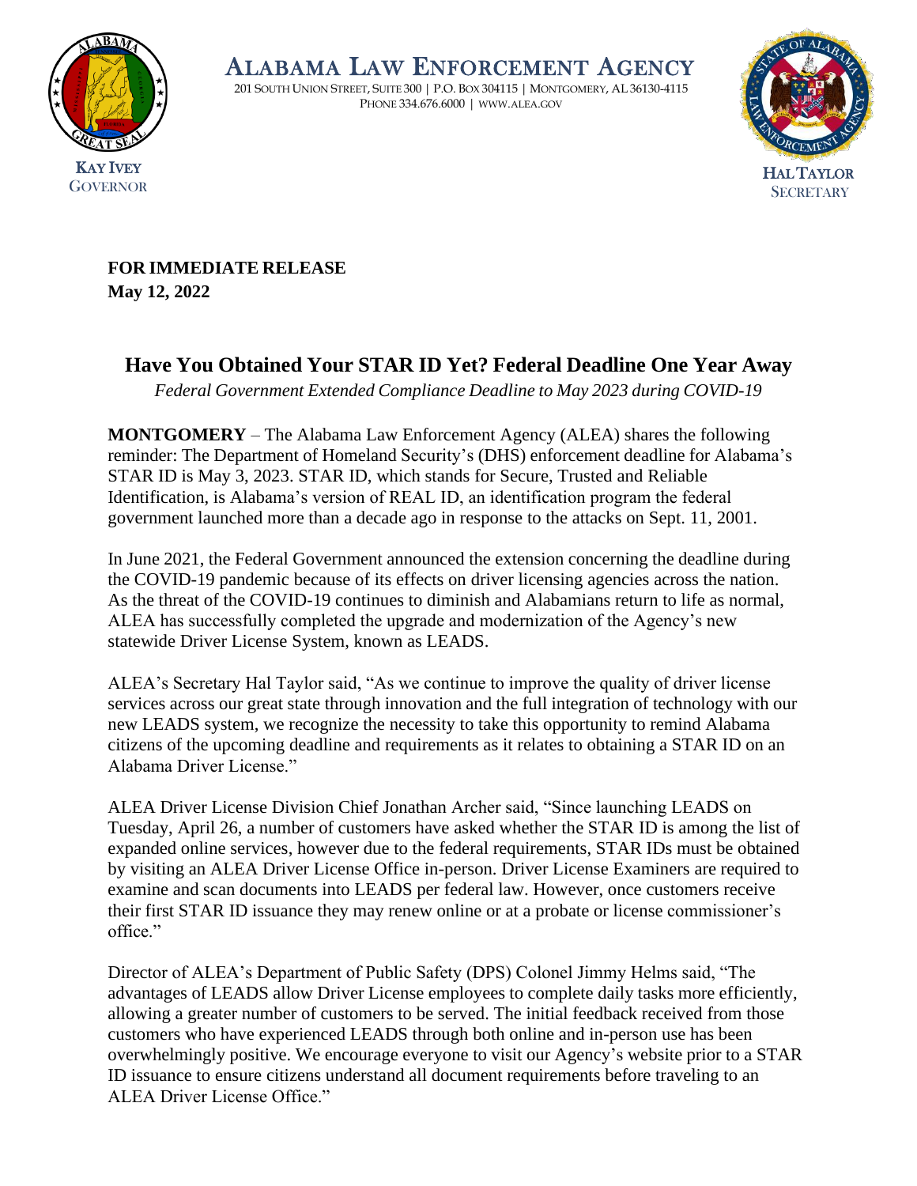# ALABAMA LAW ENFORCEMENT AGENCY

201 SOUTH UNION STREET, SUITE 300 | P.O. BOX 304115 | MONTGOMERY, AL 36130-4115
PHONE 334.676.6000 | WWW.ALEA.GOV

KAY IVEY
GOVERNOR

HAL TAYLOR
SECRETARY

**FOR IMMEDIATE RELEASE**
**May 12, 2022**

## Have You Obtained Your STAR ID Yet? Federal Deadline One Year Away

*Federal Government Extended Compliance Deadline to May 2023 during COVID-19*

**MONTGOMERY** – The Alabama Law Enforcement Agency (ALEA) shares the following reminder: The Department of Homeland Security's (DHS) enforcement deadline for Alabama's STAR ID is May 3, 2023. STAR ID, which stands for Secure, Trusted and Reliable Identification, is Alabama's version of REAL ID, an identification program the federal government launched more than a decade ago in response to the attacks on Sept. 11, 2001.

In June 2021, the Federal Government announced the extension concerning the deadline during the COVID-19 pandemic because of its effects on driver licensing agencies across the nation. As the threat of the COVID-19 continues to diminish and Alabamians return to life as normal, ALEA has successfully completed the upgrade and modernization of the Agency's new statewide Driver License System, known as LEADS.

ALEA's Secretary Hal Taylor said, "As we continue to improve the quality of driver license services across our great state through innovation and the full integration of technology with our new LEADS system, we recognize the necessity to take this opportunity to remind Alabama citizens of the upcoming deadline and requirements as it relates to obtaining a STAR ID on an Alabama Driver License."

ALEA Driver License Division Chief Jonathan Archer said, "Since launching LEADS on Tuesday, April 26, a number of customers have asked whether the STAR ID is among the list of expanded online services, however due to the federal requirements, STAR IDs must be obtained by visiting an ALEA Driver License Office in-person. Driver License Examiners are required to examine and scan documents into LEADS per federal law. However, once customers receive their first STAR ID issuance they may renew online or at a probate or license commissioner's office."

Director of ALEA's Department of Public Safety (DPS) Colonel Jimmy Helms said, "The advantages of LEADS allow Driver License employees to complete daily tasks more efficiently, allowing a greater number of customers to be served. The initial feedback received from those customers who have experienced LEADS through both online and in-person use has been overwhelmingly positive. We encourage everyone to visit our Agency's website prior to a STAR ID issuance to ensure citizens understand all document requirements before traveling to an ALEA Driver License Office."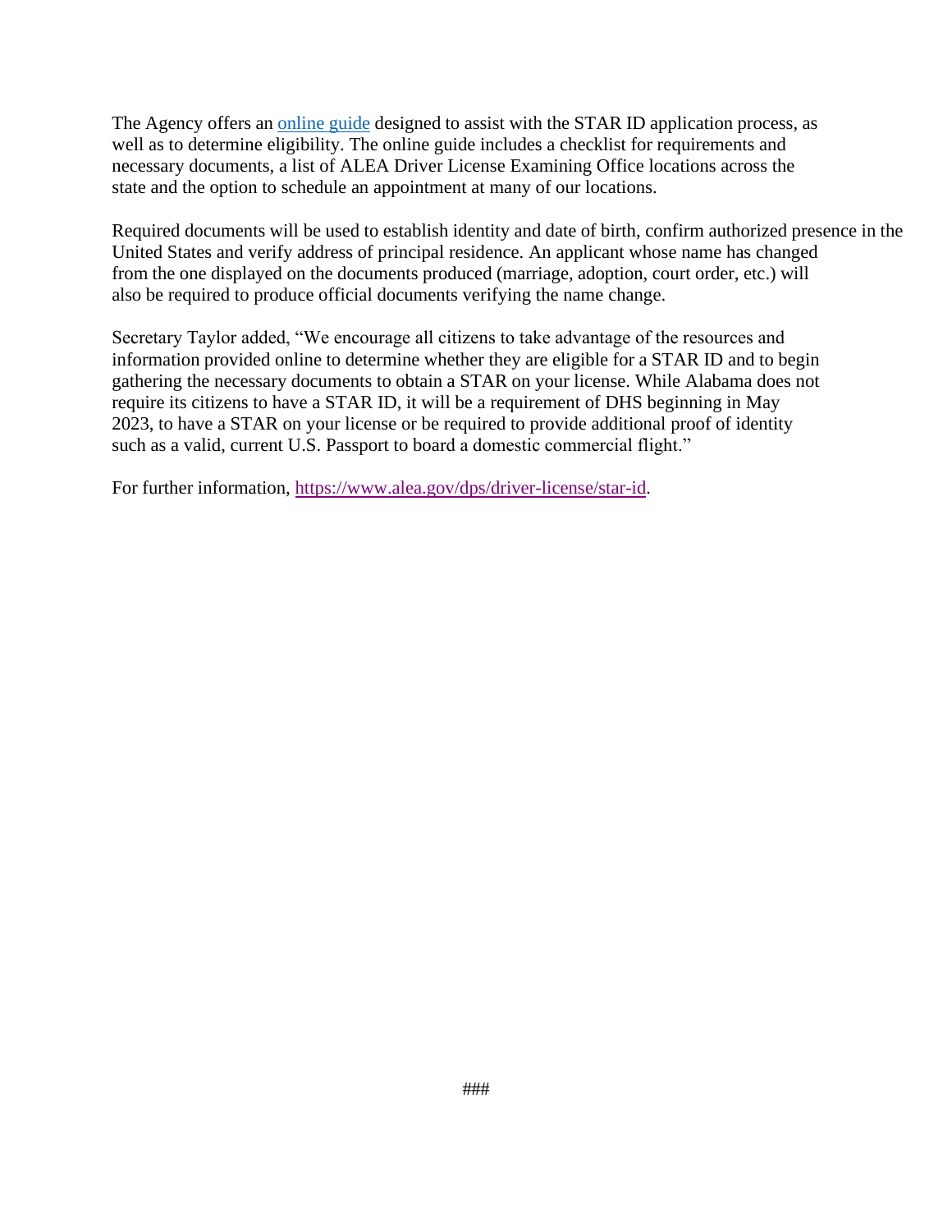The Agency offers an online guide designed to assist with the STAR ID application process, as well as to determine eligibility. The online guide includes a checklist for requirements and necessary documents, a list of ALEA Driver License Examining Office locations across the state and the option to schedule an appointment at many of our locations.

Required documents will be used to establish identity and date of birth, confirm authorized presence in the United States and verify address of principal residence. An applicant whose name has changed from the one displayed on the documents produced (marriage, adoption, court order, etc.) will also be required to produce official documents verifying the name change.

Secretary Taylor added, "We encourage all citizens to take advantage of the resources and information provided online to determine whether they are eligible for a STAR ID and to begin gathering the necessary documents to obtain a STAR on your license. While Alabama does not require its citizens to have a STAR ID, it will be a requirement of DHS beginning in May 2023, to have a STAR on your license or be required to provide additional proof of identity such as a valid, current U.S. Passport to board a domestic commercial flight."

For further information, https://www.alea.gov/dps/driver-license/star-id.

###